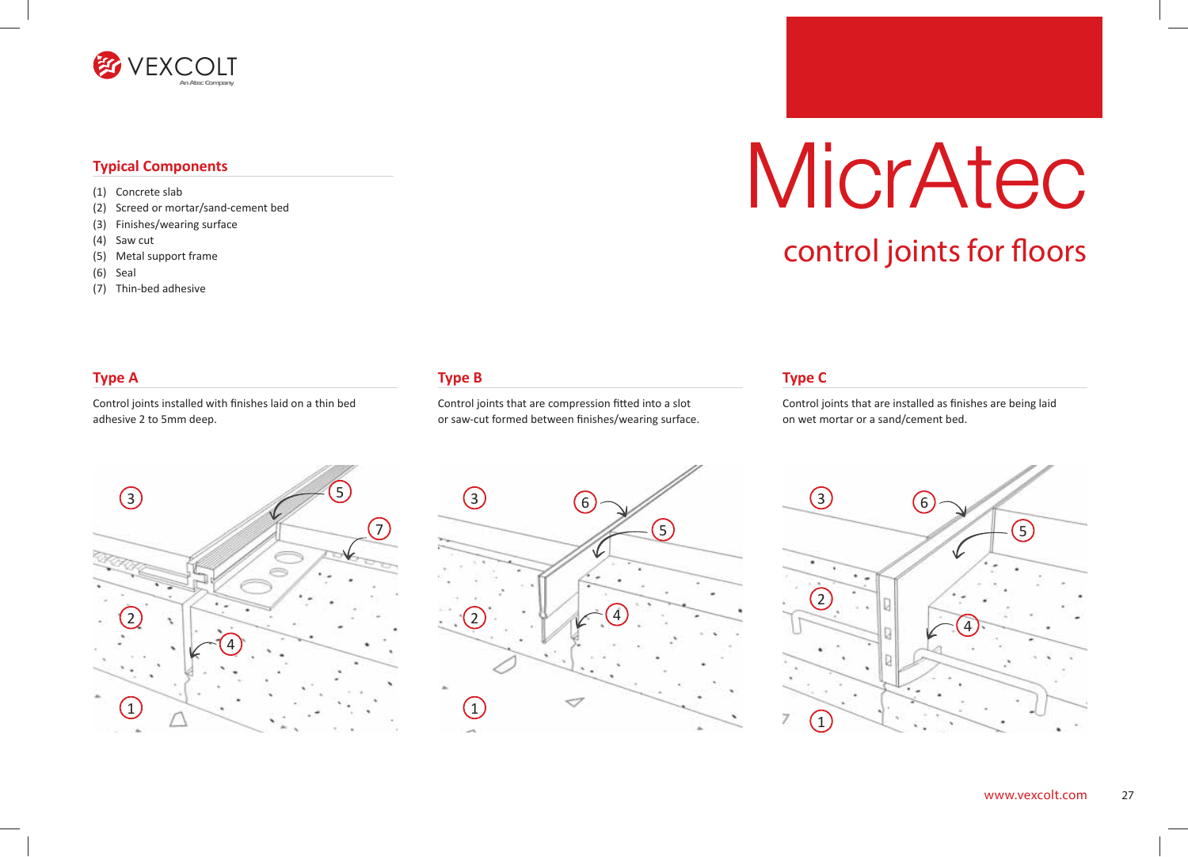VEXCOLT
An Atec Company

# MicrAtec

## control joints for floors

### Typical Components

(1) Concrete slab
(2) Screed or mortar/sand-cement bed
(3) Finishes/wearing surface
(4) Saw cut
(5) Metal support frame
(6) Seal
(7) Thin-bed adhesive

### Type A

Control joints installed with finishes laid on a thin bed adhesive 2 to 5mm deep.

### Type B

Control joints that are compression fitted into a slot or saw-cut formed between finishes/wearing surface.

### Type C

Control joints that are installed as finishes are being laid on wet mortar or a sand/cement bed.

www.vexcolt.com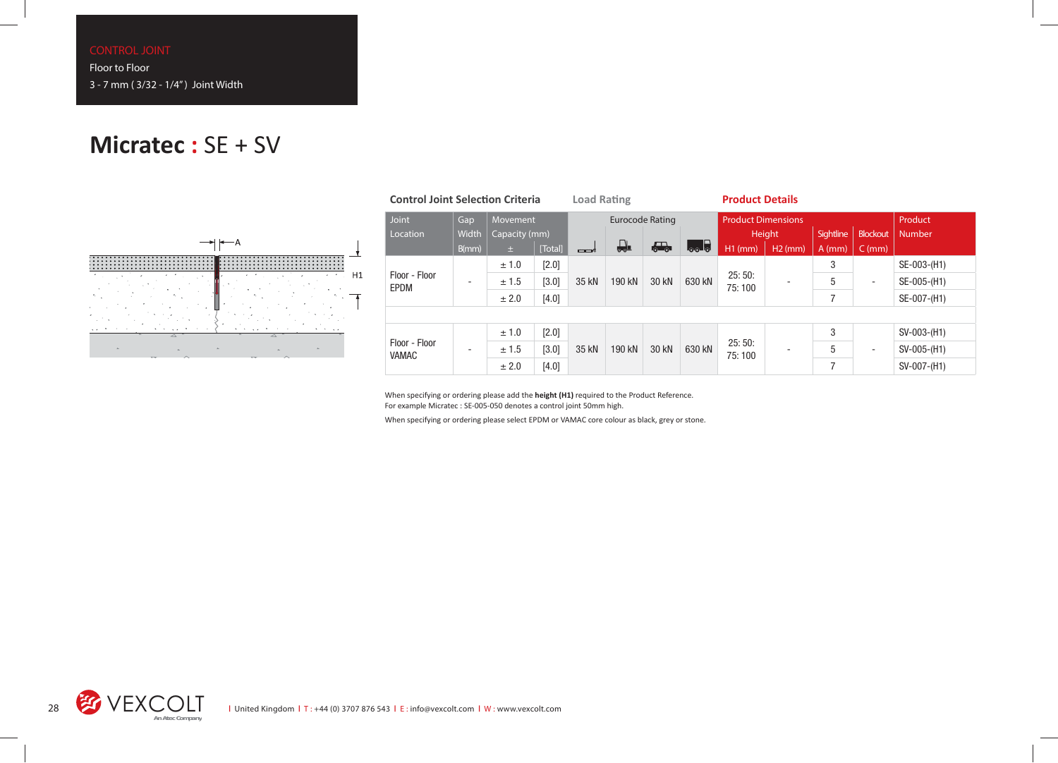CONTROL JOINT

Floor to Floor

3 - 7 mm ( 3/32 - 1/4” ) Joint Width

# Micratec : SE + SV

| Control Joint Selection Criteria | | | | Load Rating | | | | Product Details | | | | |
|---|---|---|---|---|---|---|---|---|---|---|---|---|
| Joint Location | Gap Width B(mm) | Movement Capacity (mm) ± | [Total] | Eurocode Rating | | | | Product Dimensions Height H1 (mm) | H2 (mm) | Sightline A (mm) | Blockout C (mm) | Product Number |
| Floor - Floor EPDM | - | ± 1.0 | [2.0] | 35 kN | 190 kN | 30 kN | 630 kN | 25: 50: 75: 100 | - | 3 | - | SE-003-(H1) |
| | | ± 1.5 | [3.0] | | | | | | | 5 | | SE-005-(H1) |
| | | ± 2.0 | [4.0] | | | | | | | 7 | | SE-007-(H1) |
| Floor - Floor VAMAC | - | ± 1.0 | [2.0] | 35 kN | 190 kN | 30 kN | 630 kN | 25: 50: 75: 100 | - | 3 | - | SV-003-(H1) |
| | | ± 1.5 | [3.0] | | | | | | | 5 | | SV-005-(H1) |
| | | ± 2.0 | [4.0] | | | | | | | 7 | | SV-007-(H1) |

When specifying or ordering please add the **height (H1)** required to the Product Reference.
For example Micratec : SE-005-050 denotes a control joint 50mm high.

When specifying or ordering please select EPDM or VAMAC core colour as black, grey or stone.

I United Kingdom I T : +44 (0) 3707 876 543 I E : info@vexcolt.com I W : www.vexcolt.com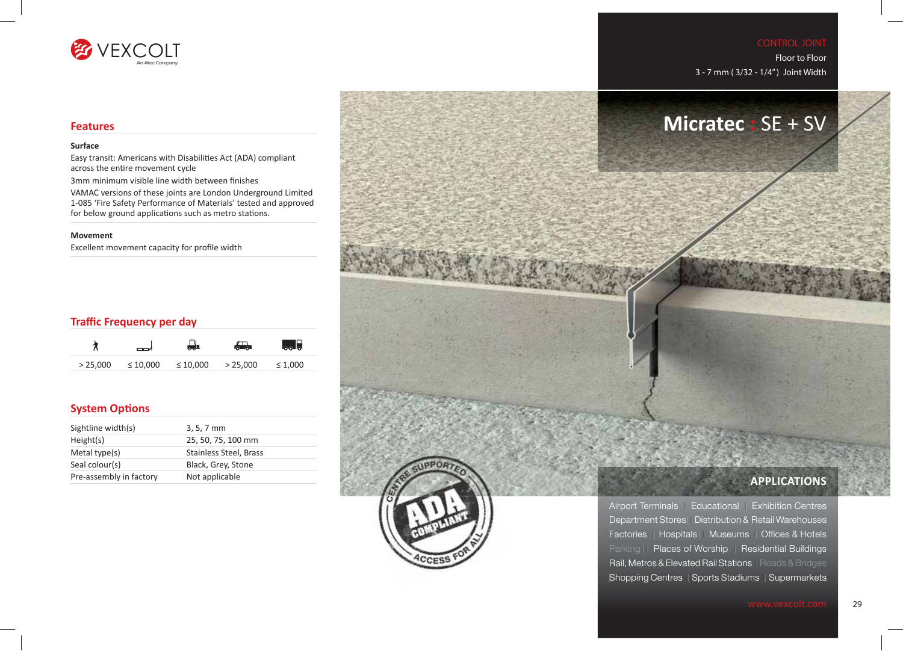VEXCOLT
An Atec Company

CONTROL JOINT
Floor to Floor
3 - 7 mm ( 3/32 - 1/4" ) Joint Width

# Micratec : SE + SV

## Features

**Surface**

Easy transit: Americans with Disabilities Act (ADA) compliant across the entire movement cycle

3mm minimum visible line width between finishes

VAMAC versions of these joints are London Underground Limited 1-085 'Fire Safety Performance of Materials' tested and approved for below ground applications such as metro stations.

**Movement**

Excellent movement capacity for profile width

## Traffic Frequency per day

| | | | | |
|---|---|---|---|---|
| > 25,000 | ≤ 10,000 | ≤ 10,000 | > 25,000 | ≤ 1,000 |

## System Options

| | |
|---|---|
| Sightline width(s) | 3, 5, 7 mm |
| Height(s) | 25, 50, 75, 100 mm |
| Metal type(s) | Stainless Steel, Brass |
| Seal colour(s) | Black, Grey, Stone |
| Pre-assembly in factory | Not applicable |

CENTRE SUPPORTED
ADA COMPLIANT
ACCESS FOR ALL

## APPLICATIONS

Airport Terminals | Educational | Exhibition Centres
Department Stores | Distribution & Retail Warehouses
Factories | Hospitals | Museums | Offices & Hotels
Parking | Places of Worship | Residential Buildings
Rail, Metros & Elevated Rail Stations | Roads & Bridges
Shopping Centres | Sports Stadiums | Supermarkets

www.vexcolt.com